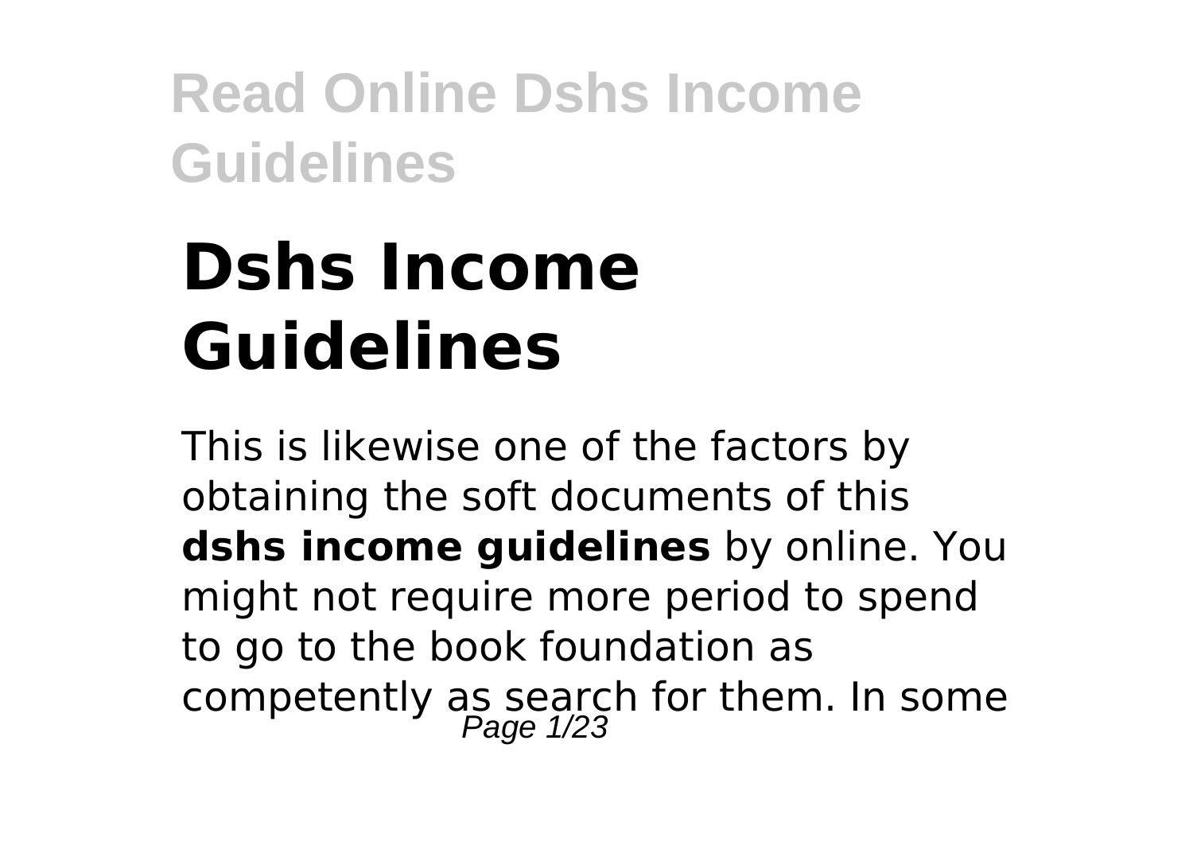# Dshs Income Guidelines

This is likewise one of the factors by obtaining the soft documents of this **dshs income guidelines** by online. You might not require more period to spend to go to the book foundation as competently as search for them. In some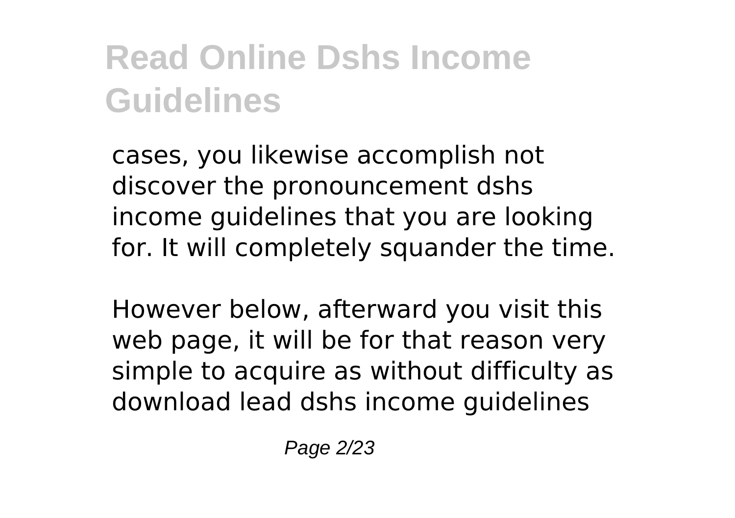cases, you likewise accomplish not discover the pronouncement dshs income guidelines that you are looking for. It will completely squander the time.

However below, afterward you visit this web page, it will be for that reason very simple to acquire as without difficulty as download lead dshs income guidelines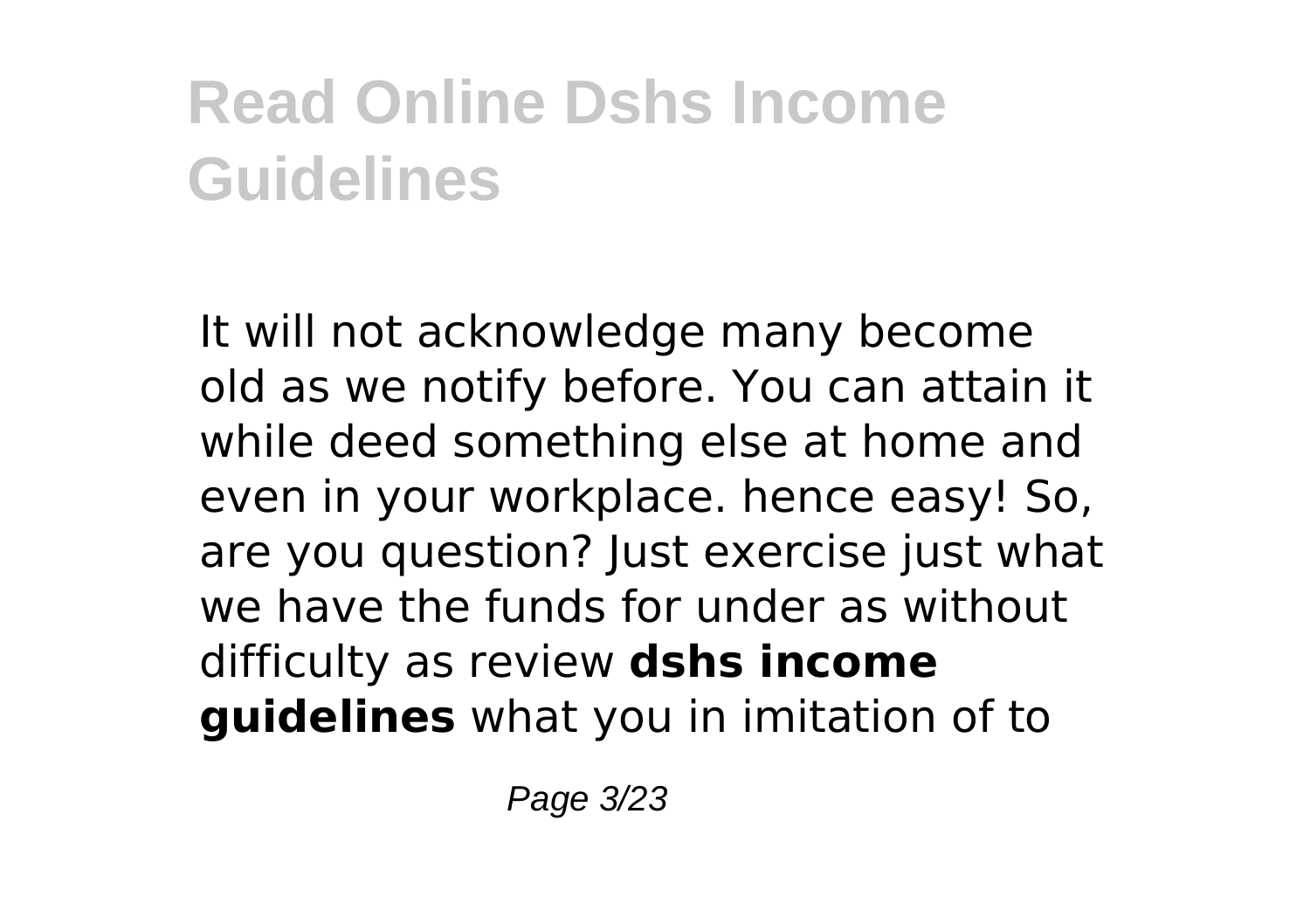# Read Online Dshs Income Guidelines

It will not acknowledge many become old as we notify before. You can attain it while deed something else at home and even in your workplace. hence easy! So, are you question? Just exercise just what we have the funds for under as without difficulty as review **dshs income guidelines** what you in imitation of to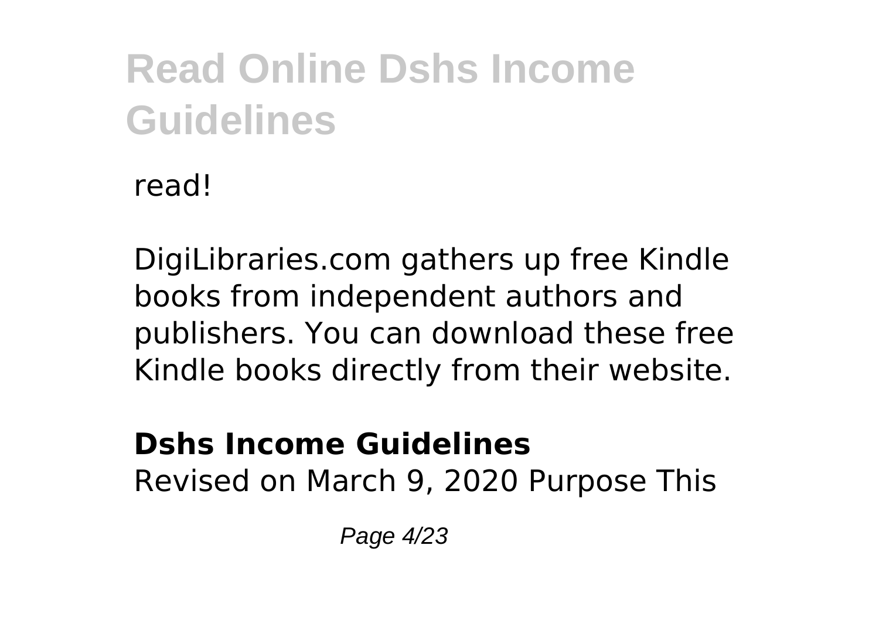read!

DigiLibraries.com gathers up free Kindle books from independent authors and publishers. You can download these free Kindle books directly from their website.

**Dshs Income Guidelines**
Revised on March 9, 2020 Purpose This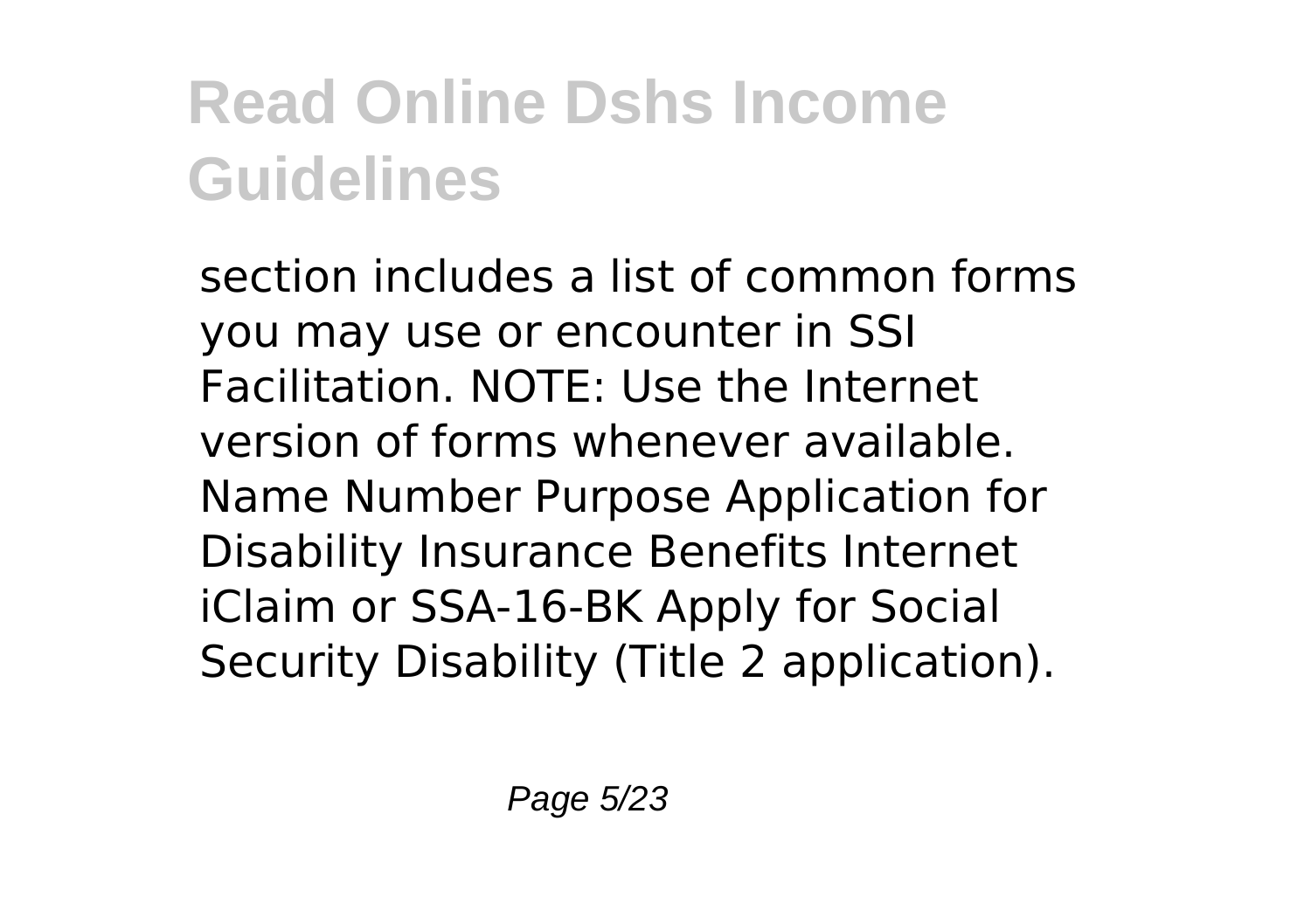section includes a list of common forms you may use or encounter in SSI Facilitation. NOTE: Use the Internet version of forms whenever available. Name Number Purpose Application for Disability Insurance Benefits Internet iClaim or SSA-16-BK Apply for Social Security Disability (Title 2 application).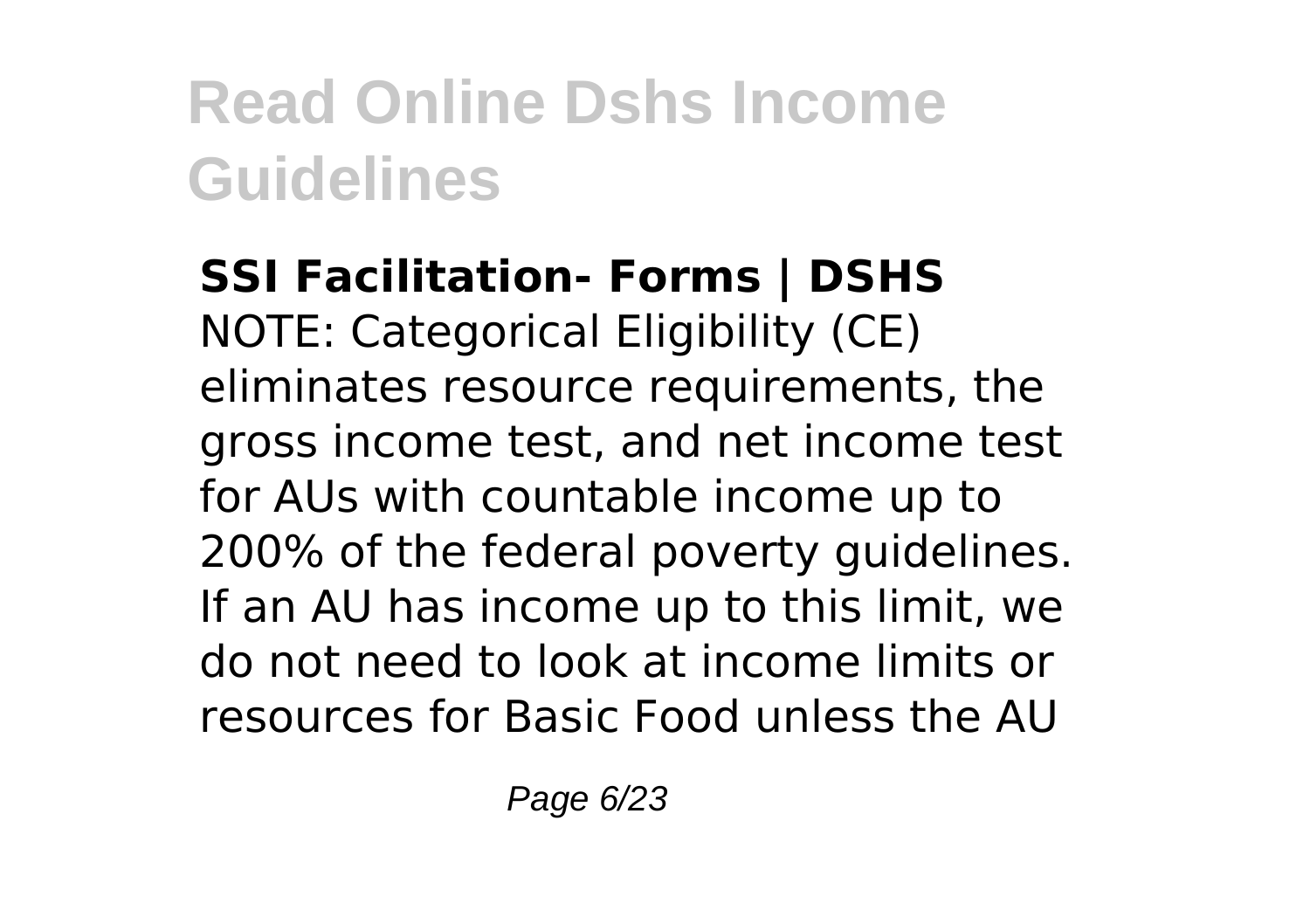# Read Online Dshs Income Guidelines

**SSI Facilitation- Forms | DSHS**
NOTE: Categorical Eligibility (CE) eliminates resource requirements, the gross income test, and net income test for AUs with countable income up to 200% of the federal poverty guidelines. If an AU has income up to this limit, we do not need to look at income limits or resources for Basic Food unless the AU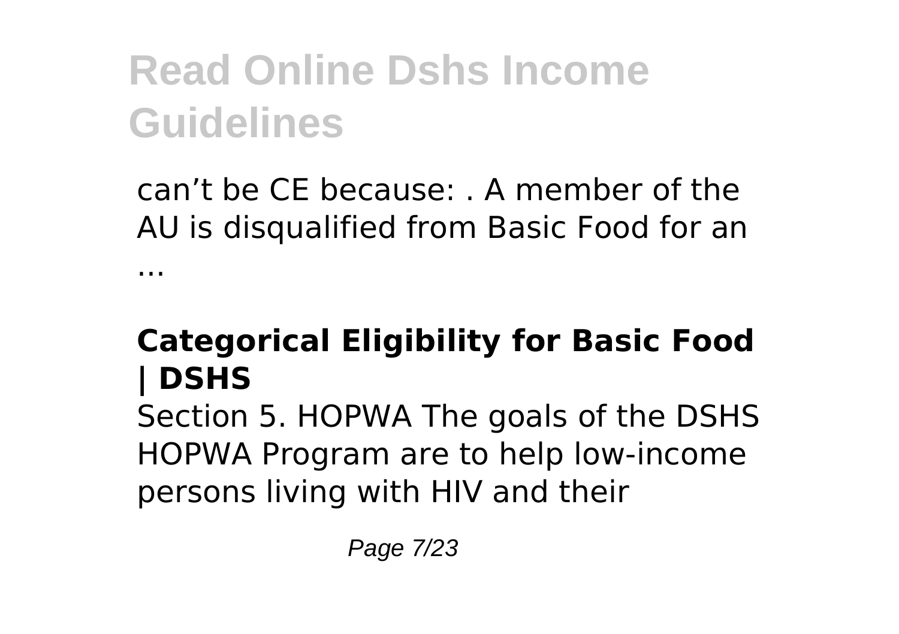can’t be CE because: . A member of the AU is disqualified from Basic Food for an ...

### Categorical Eligibility for Basic Food | DSHS

Section 5. HOPWA The goals of the DSHS HOPWA Program are to help low-income persons living with HIV and their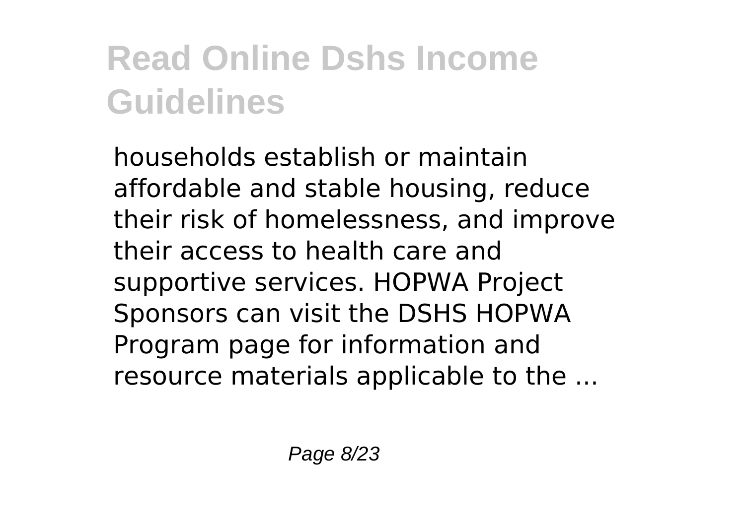# Read Online Dshs Income Guidelines

households establish or maintain affordable and stable housing, reduce their risk of homelessness, and improve their access to health care and supportive services. HOPWA Project Sponsors can visit the DSHS HOPWA Program page for information and resource materials applicable to the ...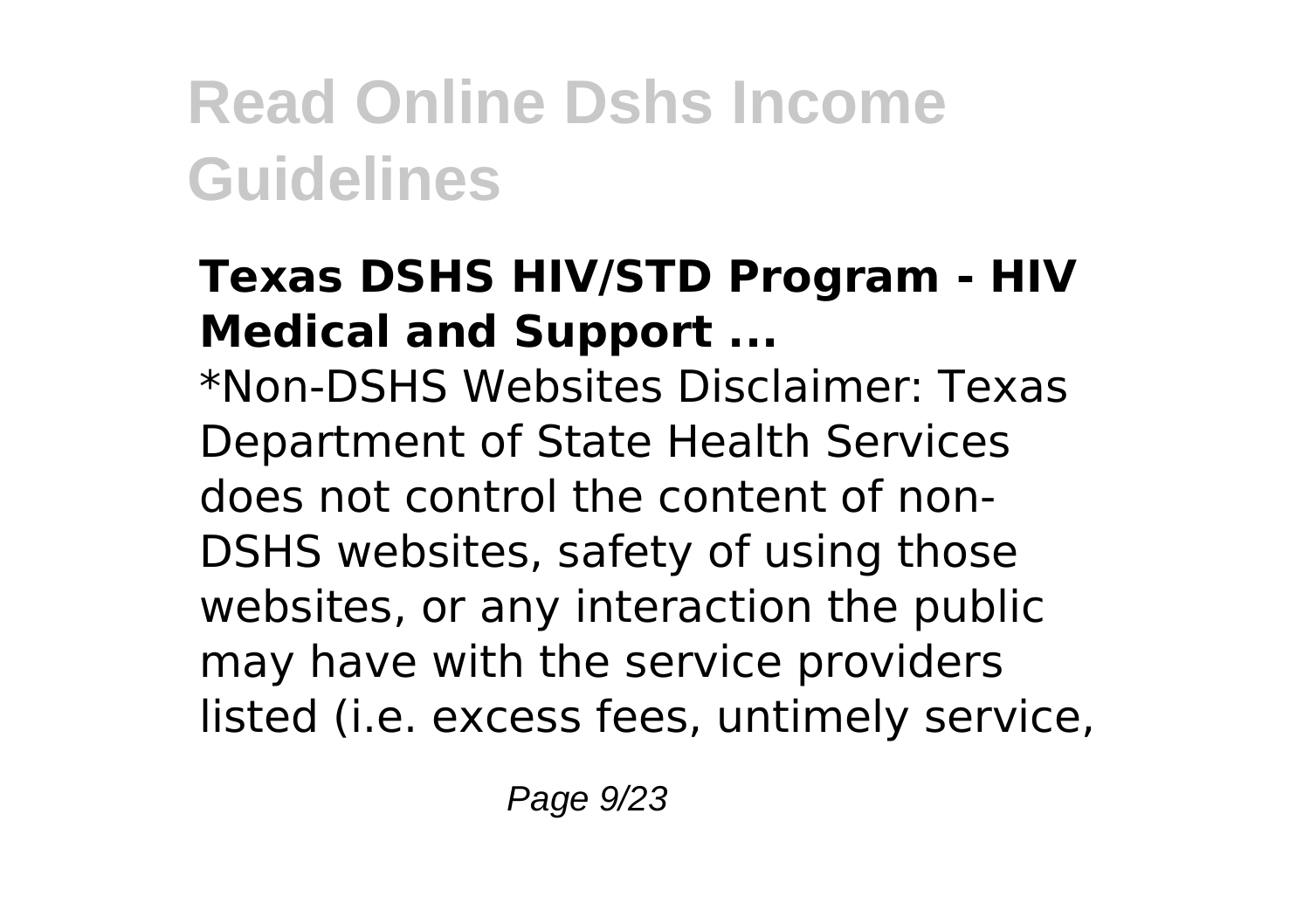### Texas DSHS HIV/STD Program - HIV Medical and Support ...

*Non-DSHS Websites Disclaimer: Texas Department of State Health Services does not control the content of non-DSHS websites, safety of using those websites, or any interaction the public may have with the service providers listed (i.e. excess fees, untimely service,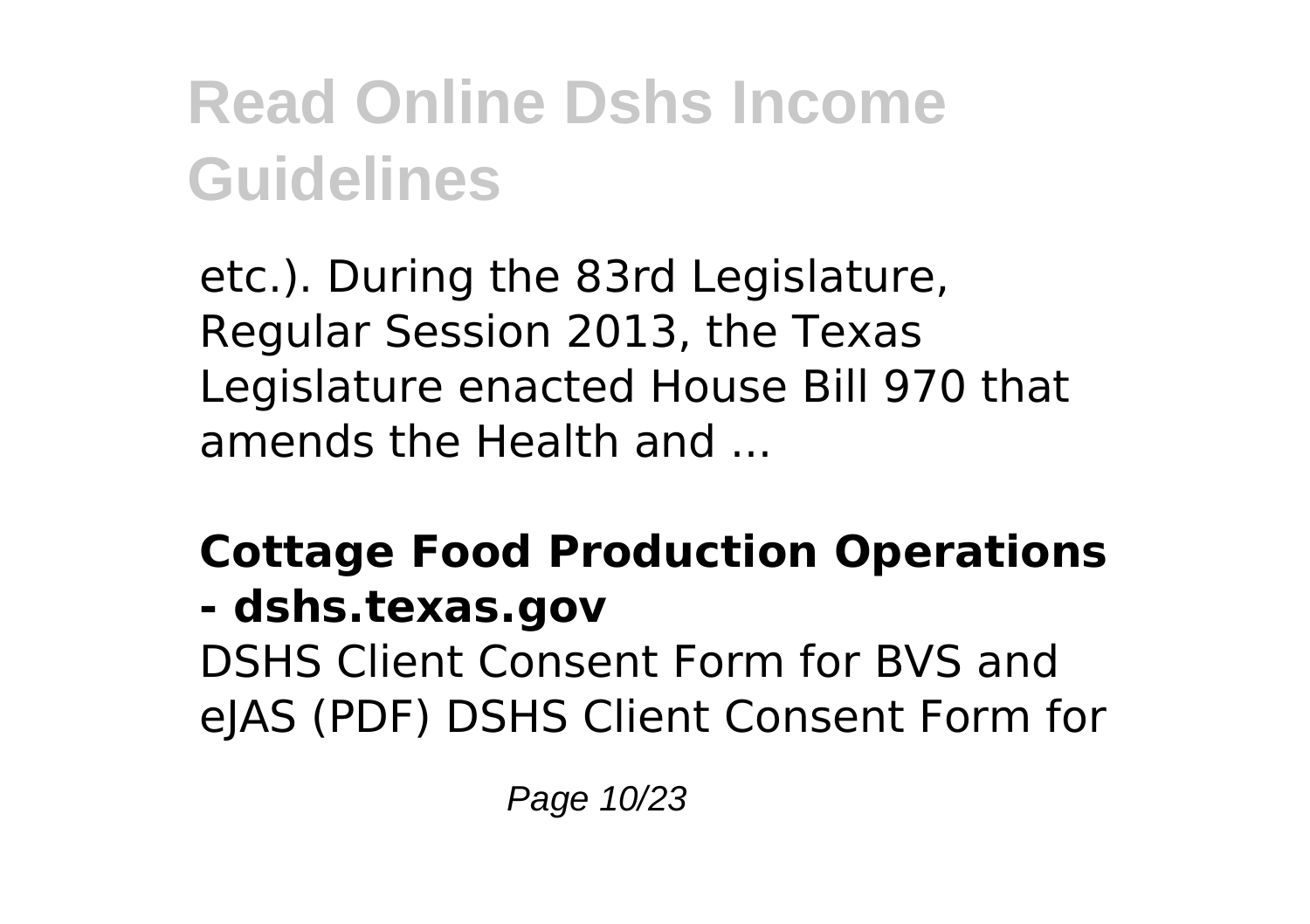etc.). During the 83rd Legislature, Regular Session 2013, the Texas Legislature enacted House Bill 970 that amends the Health and ...

**Cottage Food Production Operations - dshs.texas.gov**

DSHS Client Consent Form for BVS and eJAS (PDF) DSHS Client Consent Form for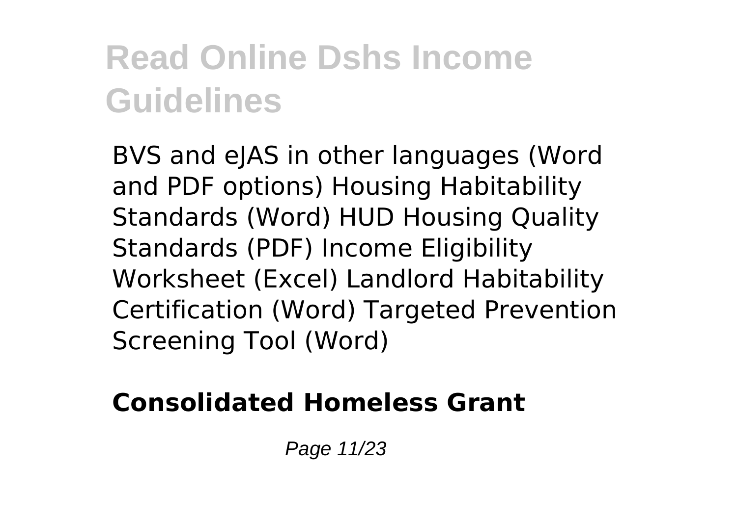# Read Online Dshs Income Guidelines

BVS and eJAS in other languages (Word and PDF options) Housing Habitability Standards (Word) HUD Housing Quality Standards (PDF) Income Eligibility Worksheet (Excel) Landlord Habitability Certification (Word) Targeted Prevention Screening Tool (Word)

**Consolidated Homeless Grant**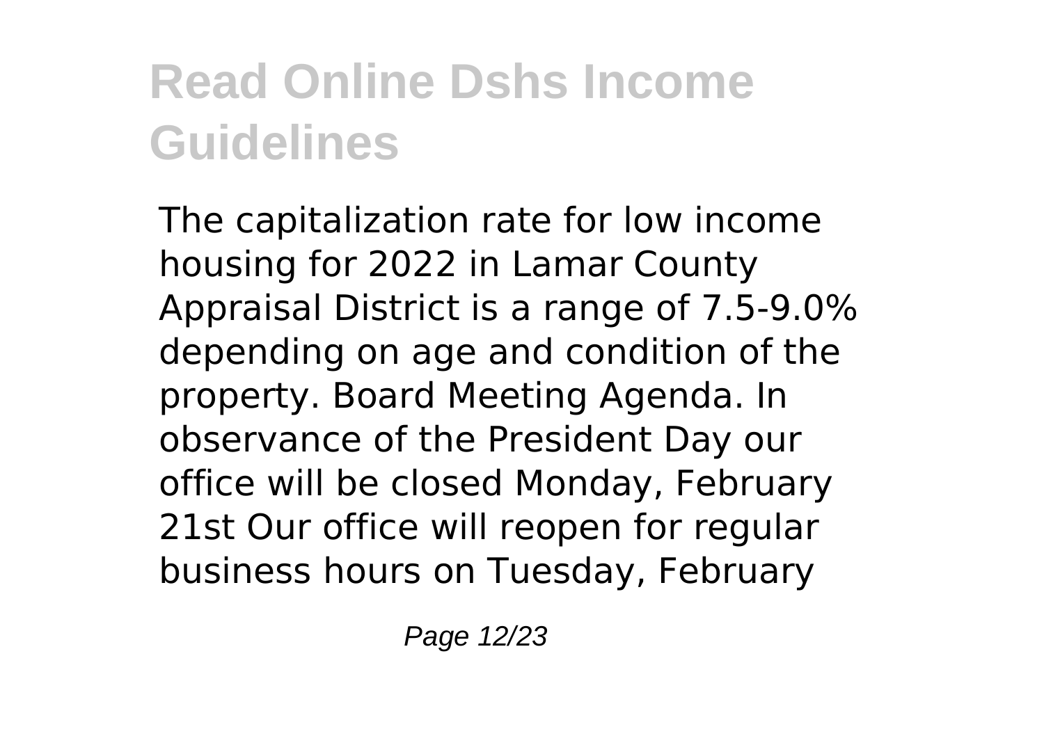# Read Online Dshs Income Guidelines

The capitalization rate for low income housing for 2022 in Lamar County Appraisal District is a range of 7.5-9.0% depending on age and condition of the property. Board Meeting Agenda. In observance of the President Day our office will be closed Monday, February 21st Our office will reopen for regular business hours on Tuesday, February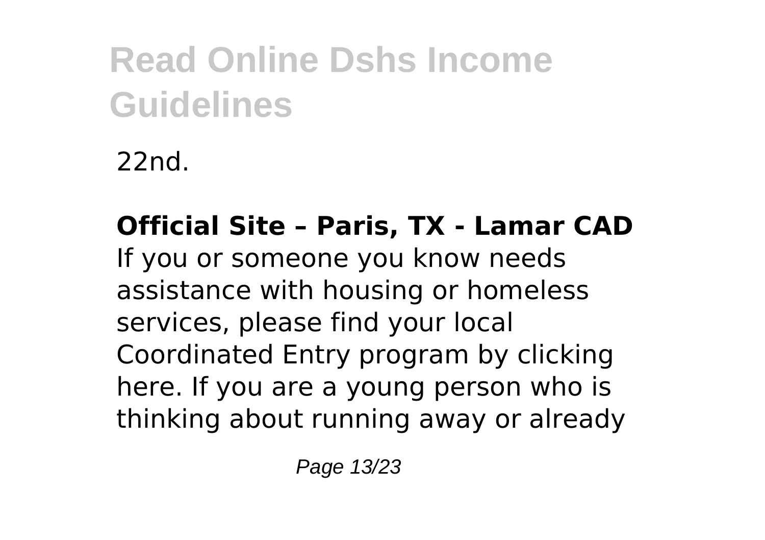22nd.

**Official Site – Paris, TX - Lamar CAD**

If you or someone you know needs assistance with housing or homeless services, please find your local Coordinated Entry program by clicking here. If you are a young person who is thinking about running away or already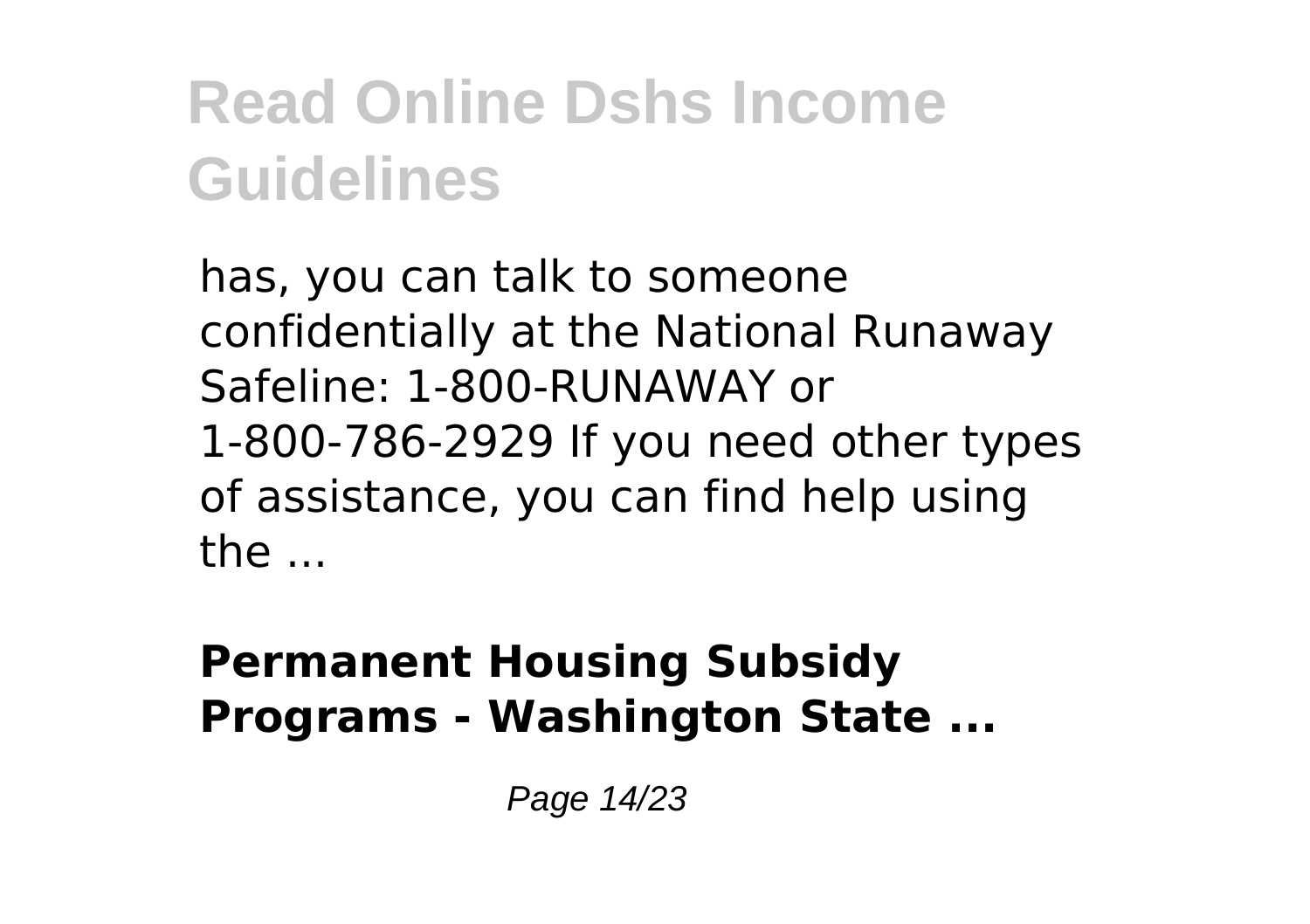has, you can talk to someone confidentially at the National Runaway Safeline: 1-800-RUNAWAY or 1-800-786-2929 If you need other types of assistance, you can find help using the ...

### Permanent Housing Subsidy Programs - Washington State ...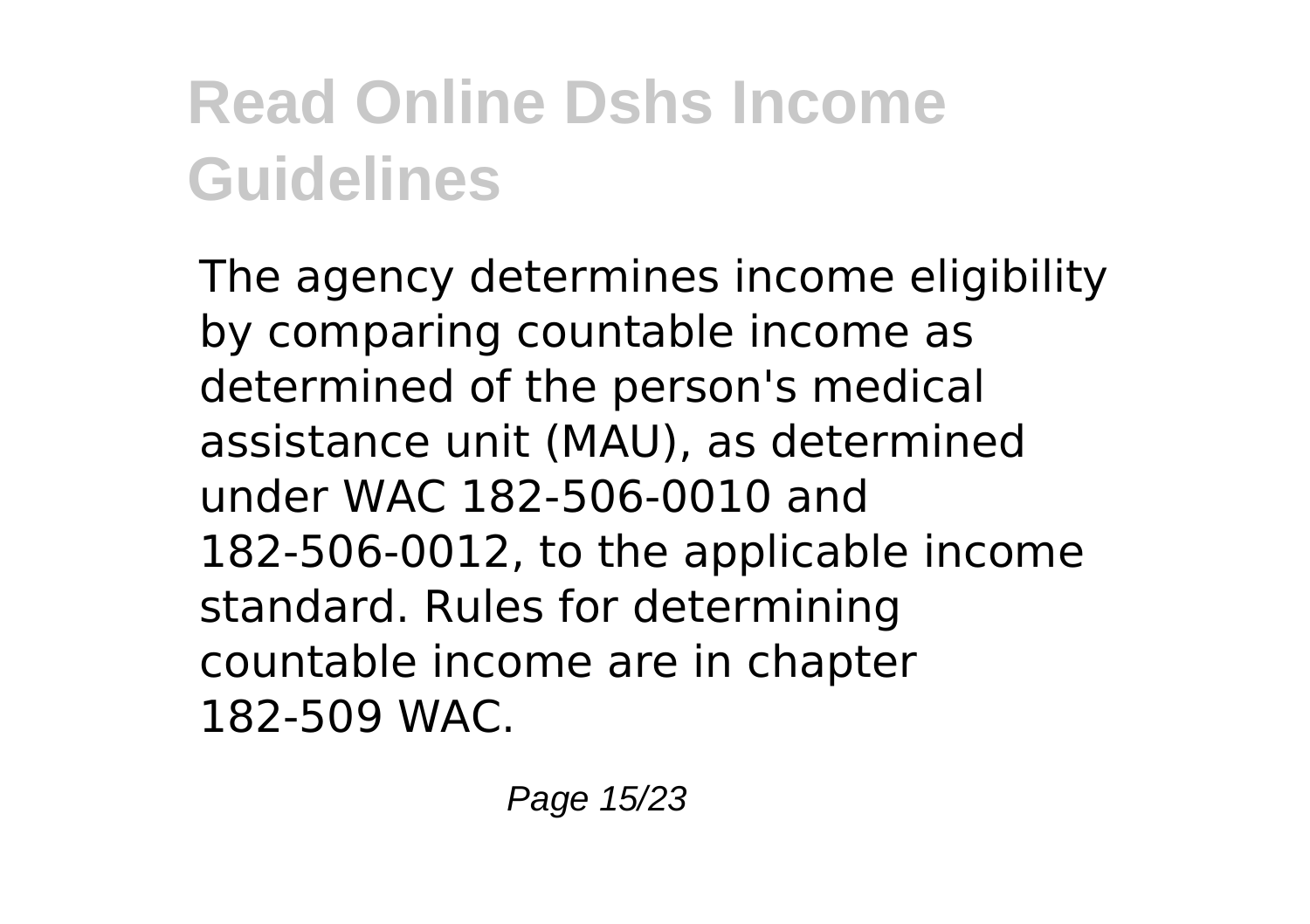# Read Online Dshs Income Guidelines

The agency determines income eligibility by comparing countable income as determined of the person's medical assistance unit (MAU), as determined under WAC 182-506-0010 and 182-506-0012, to the applicable income standard. Rules for determining countable income are in chapter 182-509 WAC.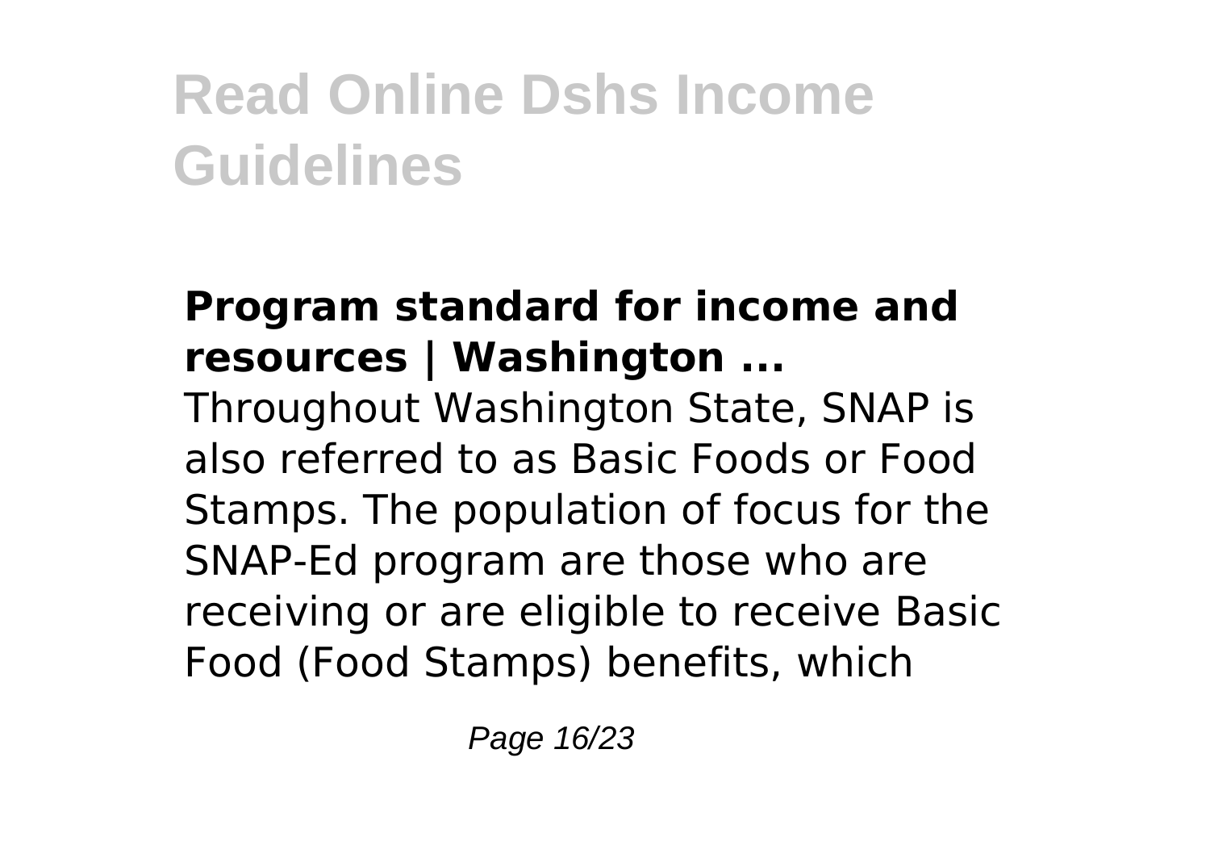# Read Online Dshs Income Guidelines

### Program standard for income and resources | Washington ...

Throughout Washington State, SNAP is also referred to as Basic Foods or Food Stamps. The population of focus for the SNAP-Ed program are those who are receiving or are eligible to receive Basic Food (Food Stamps) benefits, which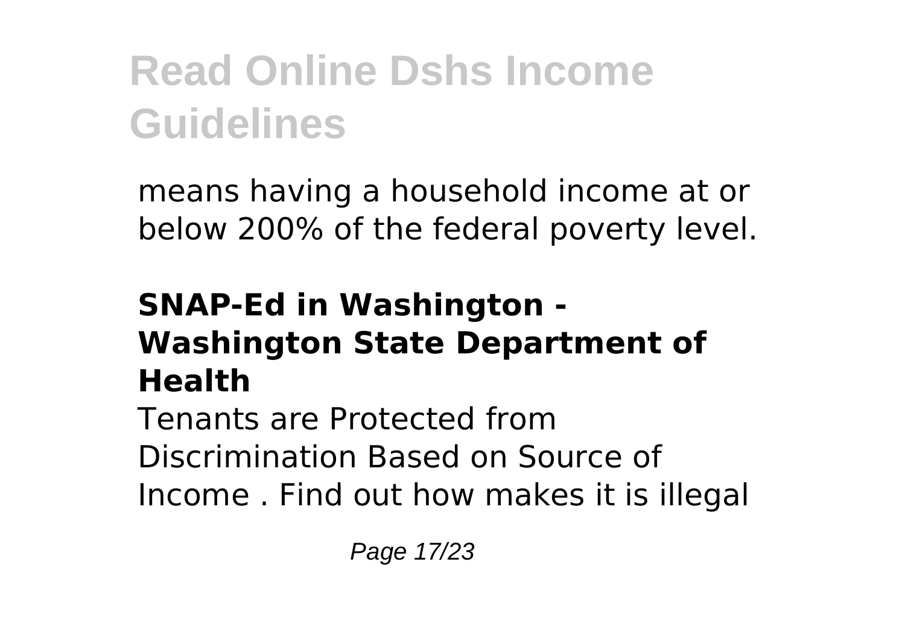means having a household income at or below 200% of the federal poverty level.

### SNAP-Ed in Washington - Washington State Department of Health

Tenants are Protected from Discrimination Based on Source of Income . Find out how makes it is illegal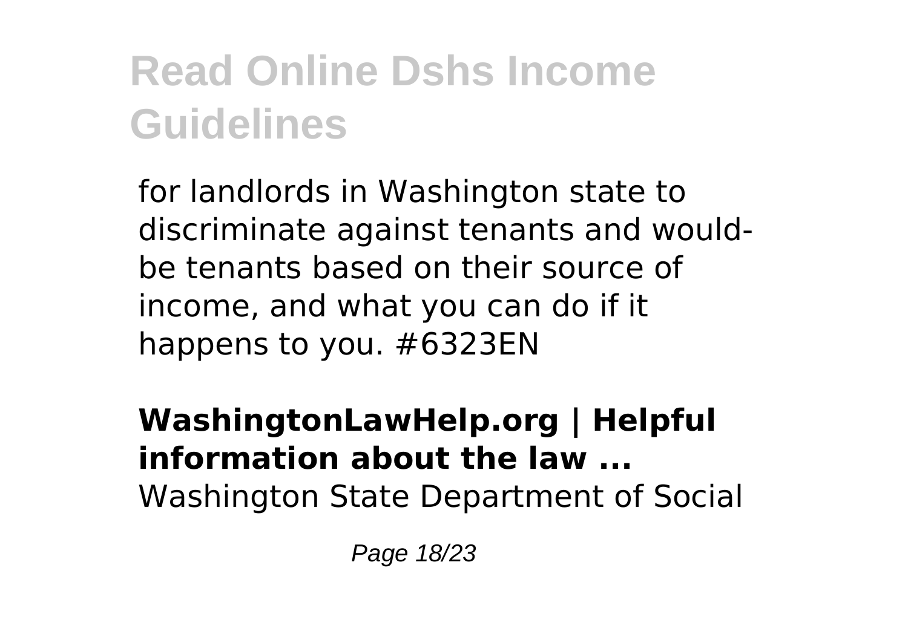# Read Online Dshs Income Guidelines

for landlords in Washington state to discriminate against tenants and would-be tenants based on their source of income, and what you can do if it happens to you. #6323EN

**WashingtonLawHelp.org | Helpful information about the law ...**
Washington State Department of Social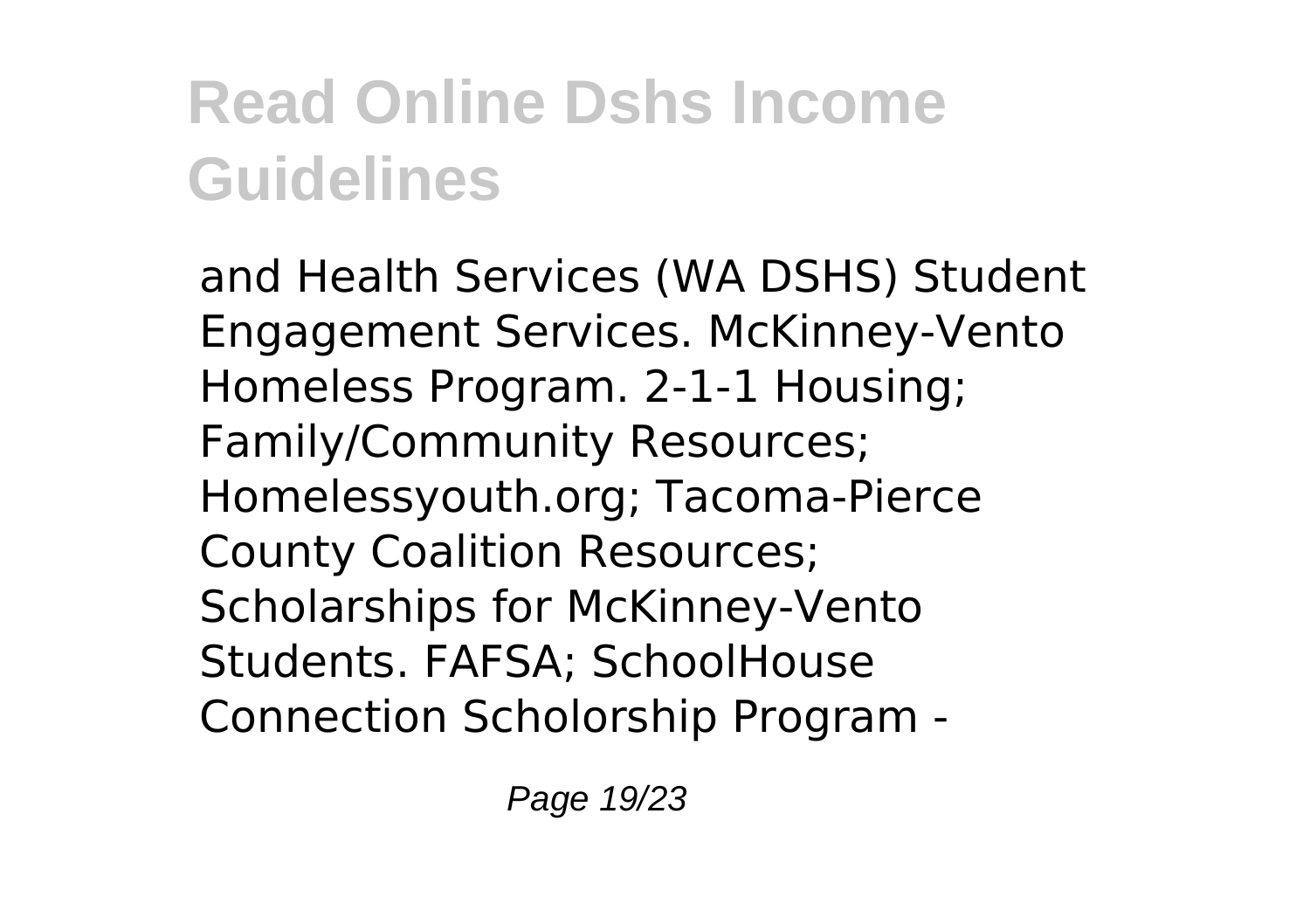# Read Online Dshs Income Guidelines

and Health Services (WA DSHS) Student Engagement Services. McKinney-Vento Homeless Program. 2-1-1 Housing; Family/Community Resources; Homelessyouth.org; Tacoma-Pierce County Coalition Resources; Scholarships for McKinney-Vento Students. FAFSA; SchoolHouse Connection Scholorship Program -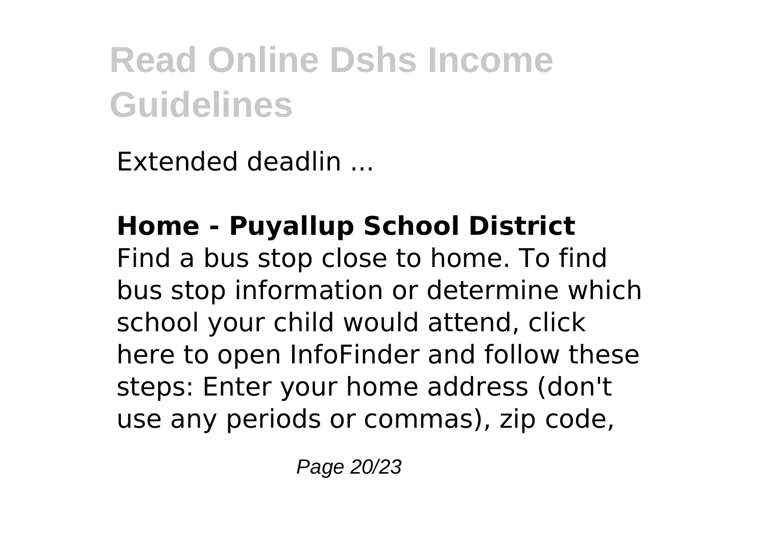Extended deadlin ...

**Home - Puyallup School District**

Find a bus stop close to home. To find bus stop information or determine which school your child would attend, click here to open InfoFinder and follow these steps: Enter your home address (don't use any periods or commas), zip code,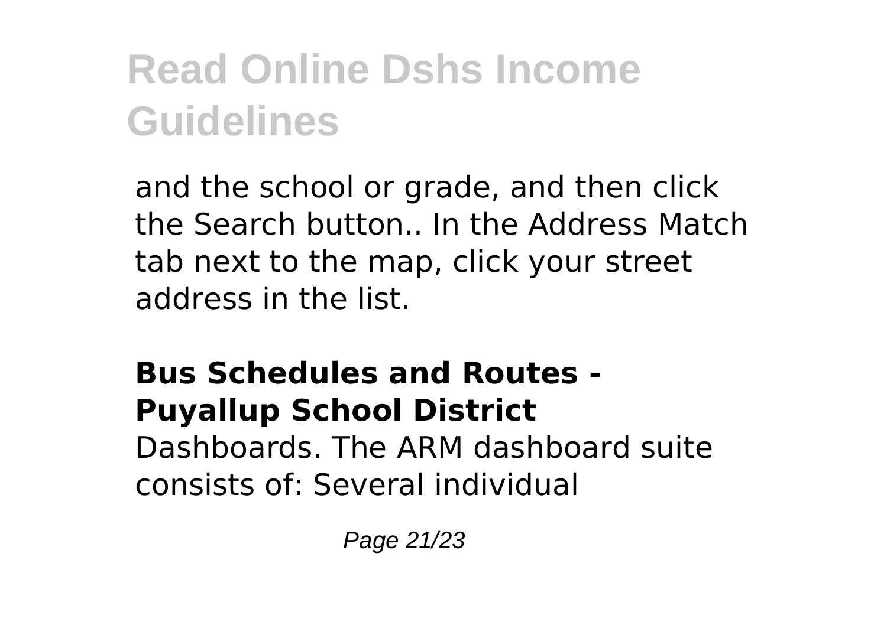and the school or grade, and then click the Search button.. In the Address Match tab next to the map, click your street address in the list.

**Bus Schedules and Routes - Puyallup School District**

Dashboards. The ARM dashboard suite consists of: Several individual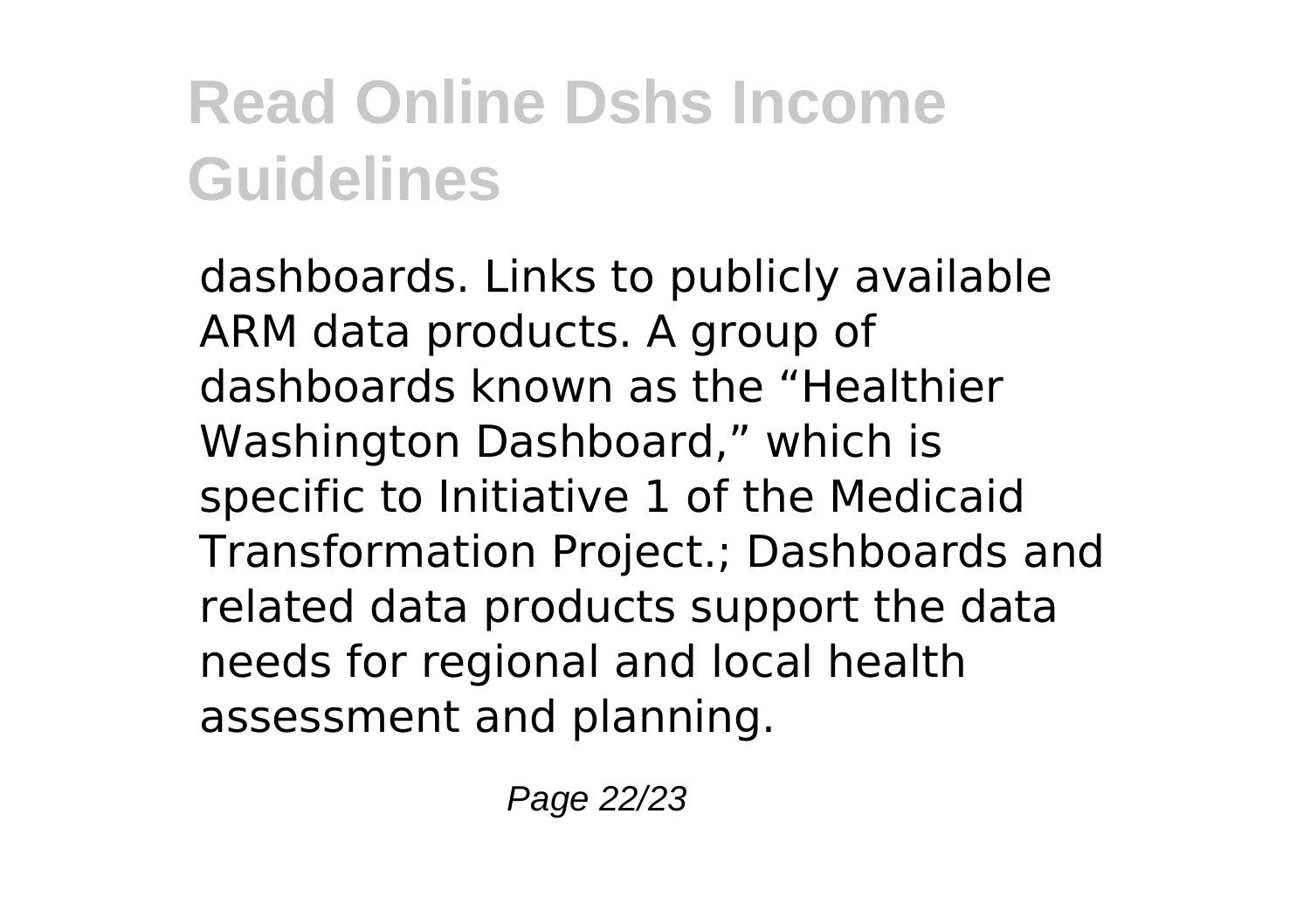dashboards. Links to publicly available ARM data products. A group of dashboards known as the “Healthier Washington Dashboard,” which is specific to Initiative 1 of the Medicaid Transformation Project.; Dashboards and related data products support the data needs for regional and local health assessment and planning.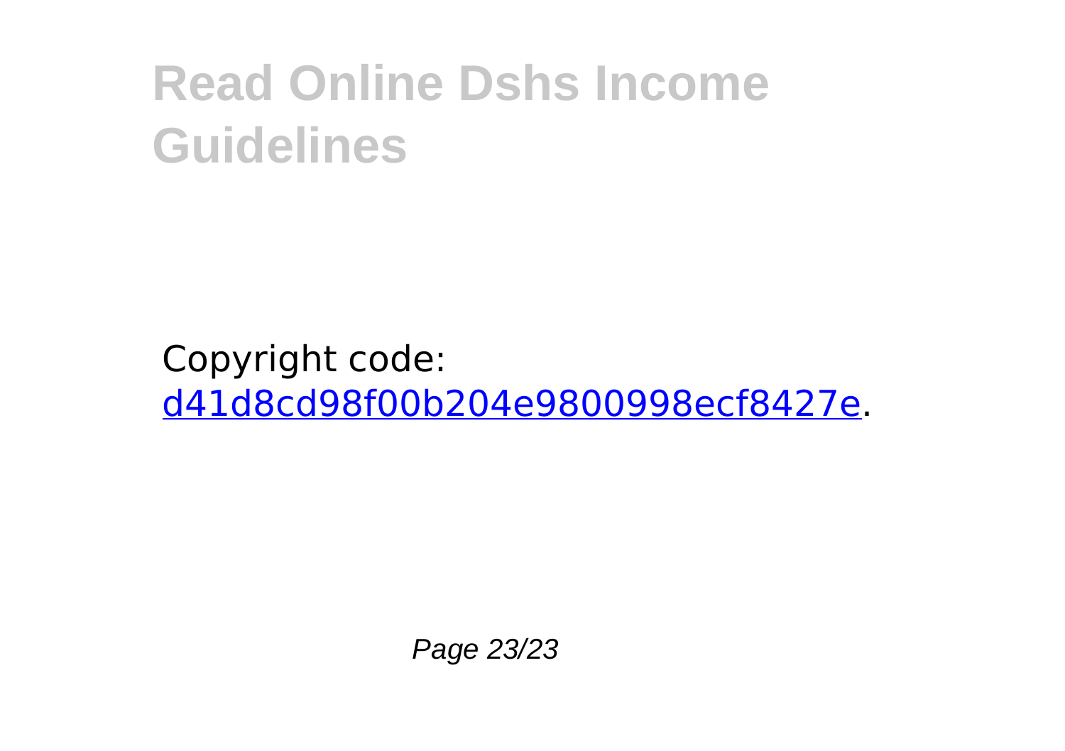Copyright code: d41d8cd98f00b204e9800998ecf8427e.